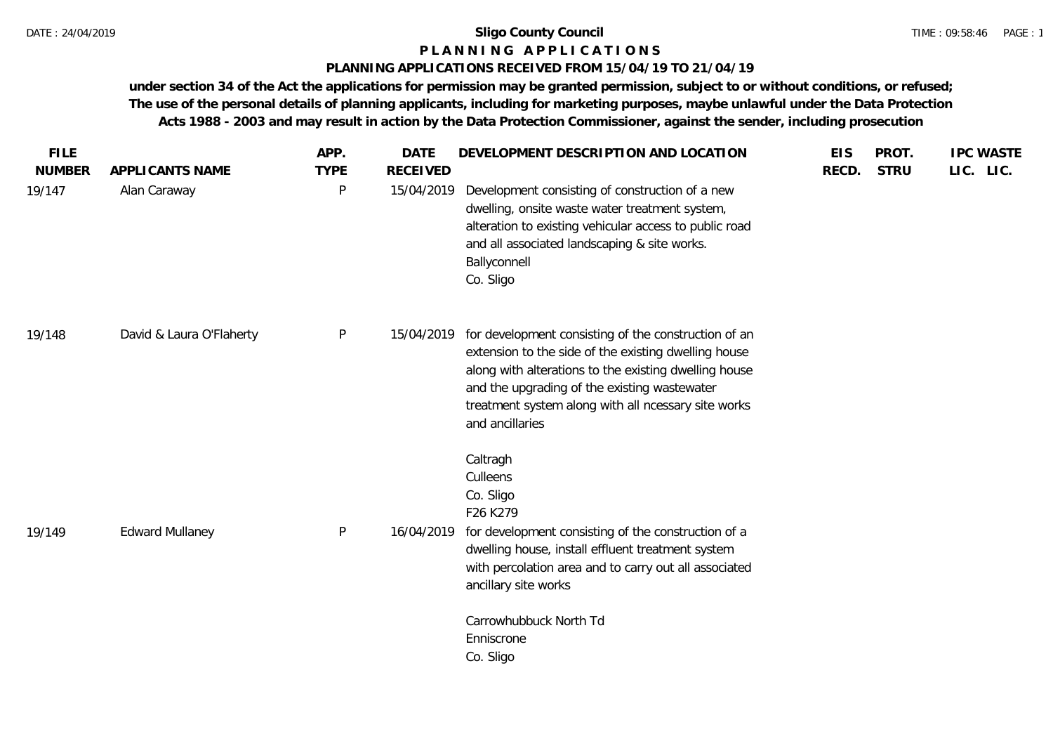# Sligo County Council

## P L A N N I N G   A P P L I C A T I O N S

### PLANNING APPLICATIONS RECEIVED FROM 15/04/19 TO 21/04/19

**under section 34 of the Act the applications for permission may be granted permission, subject to or without conditions, or refused; The use of the personal details of planning applicants, including for marketing purposes, maybe unlawful under the Data Protection Acts 1988 - 2003 and may result in action by the Data Protection Commissioner, against the sender, including prosecution**

| FILE NUMBER | APPLICANTS NAME | APP. TYPE | DATE RECEIVED | DEVELOPMENT DESCRIPTION AND LOCATION | EIS RECD. | PROT. STRU | IPC LIC. | WASTE LIC. |
|---|---|---|---|---|---|---|---|---|
| 19/147 | Alan Caraway | P | 15/04/2019 | Development consisting of construction of a new dwelling, onsite waste water treatment system, alteration to existing vehicular access to public road and all associated landscaping & site works.<br>Ballyconnell<br>Co. Sligo | | | | |
| 19/148 | David & Laura O'Flaherty | P | 15/04/2019 | for development consisting of the construction of an extension to the side of the existing dwelling house along with alterations to the existing dwelling house and the upgrading of the existing wastewater treatment system along with all ncessary site works and ancillaries<br><br>Caltragh<br>Culleens<br>Co. Sligo<br>F26 K279 | | | | |
| 19/149 | Edward Mullaney | P | 16/04/2019 | for development consisting of the construction of a dwelling house, install effluent treatment system with percolation area and to carry out all associated ancillary site works<br><br>Carrowhubbuck North Td<br>Enniscrone<br>Co. Sligo | | | | |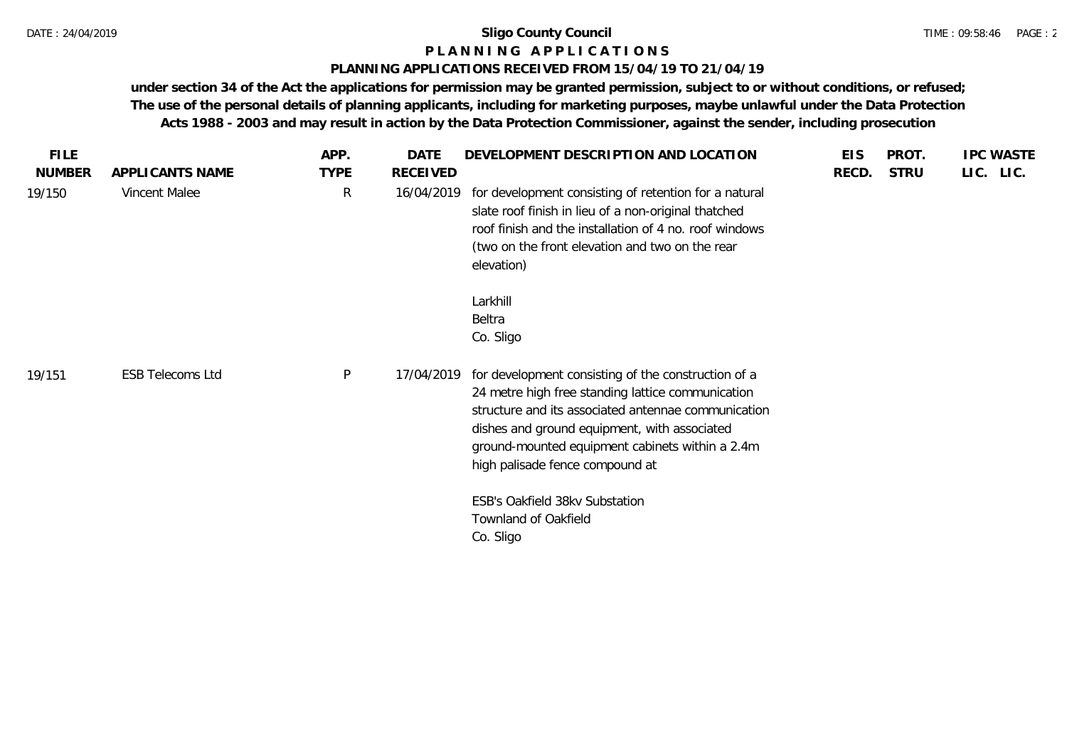# Sligo County Council

## P L A N N I N G   A P P L I C A T I O N S

### PLANNING APPLICATIONS RECEIVED FROM 15/04/19 TO 21/04/19

**under section 34 of the Act the applications for permission may be granted permission, subject to or without conditions, or refused; The use of the personal details of planning applicants, including for marketing purposes, maybe unlawful under the Data Protection Acts 1988 - 2003 and may result in action by the Data Protection Commissioner, against the sender, including prosecution**

| FILE NUMBER | APPLICANTS NAME | APP. TYPE | DATE RECEIVED | DEVELOPMENT DESCRIPTION AND LOCATION | EIS RECD. | PROT. STRU | IPC LIC. | WASTE LIC. |
|---|---|---|---|---|---|---|---|---|
| 19/150 | Vincent Malee | R | 16/04/2019 | for development consisting of retention for a natural slate roof finish in lieu of a non-original thatched roof finish and the installation of 4 no. roof windows (two on the front elevation and two on the rear elevation)<br><br>Larkhill<br>Beltra<br>Co. Sligo | | | | |
| 19/151 | ESB Telecoms Ltd | P | 17/04/2019 | for development consisting of the construction of a 24 metre high free standing lattice communication structure and its associated antennae communication dishes and ground equipment, with associated ground-mounted equipment cabinets within a 2.4m high palisade fence compound at<br><br>ESB's Oakfield 38kv Substation<br>Townland of Oakfield<br>Co. Sligo | | | | |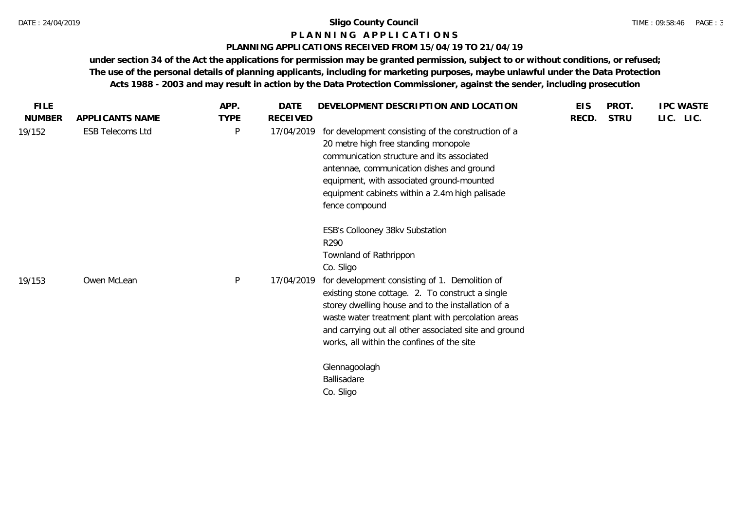**Sligo County Council**

**P L A N N I N G   A P P L I C A T I O N S**

**PLANNING APPLICATIONS RECEIVED FROM 15/04/19 TO 21/04/19**

**under section 34 of the Act the applications for permission may be granted permission, subject to or without conditions, or refused; The use of the personal details of planning applicants, including for marketing purposes, maybe unlawful under the Data Protection Acts 1988 - 2003 and may result in action by the Data Protection Commissioner, against the sender, including prosecution**

| FILE NUMBER | APPLICANTS NAME | APP. TYPE | DATE RECEIVED | DEVELOPMENT DESCRIPTION AND LOCATION | EIS RECD. | PROT. STRU | IPC LIC. | WASTE LIC. |
|---|---|---|---|---|---|---|---|---|
| 19/152 | ESB Telecoms Ltd | P | 17/04/2019 | for development consisting of the construction of a 20 metre high free standing monopole communication structure and its associated antennae, communication dishes and ground equipment, with associated ground-mounted equipment cabinets within a 2.4m high palisade fence compound<br><br>ESB's Collooney 38kv Substation<br>R290<br>Townland of Rathrippon<br>Co. Sligo | | | | |
| 19/153 | Owen McLean | P | 17/04/2019 | for development consisting of 1. Demolition of existing stone cottage. 2. To construct a single storey dwelling house and to the installation of a waste water treatment plant with percolation areas and carrying out all other associated site and ground works, all within the confines of the site<br><br>Glennagoolagh<br>Ballisadare<br>Co. Sligo | | | | |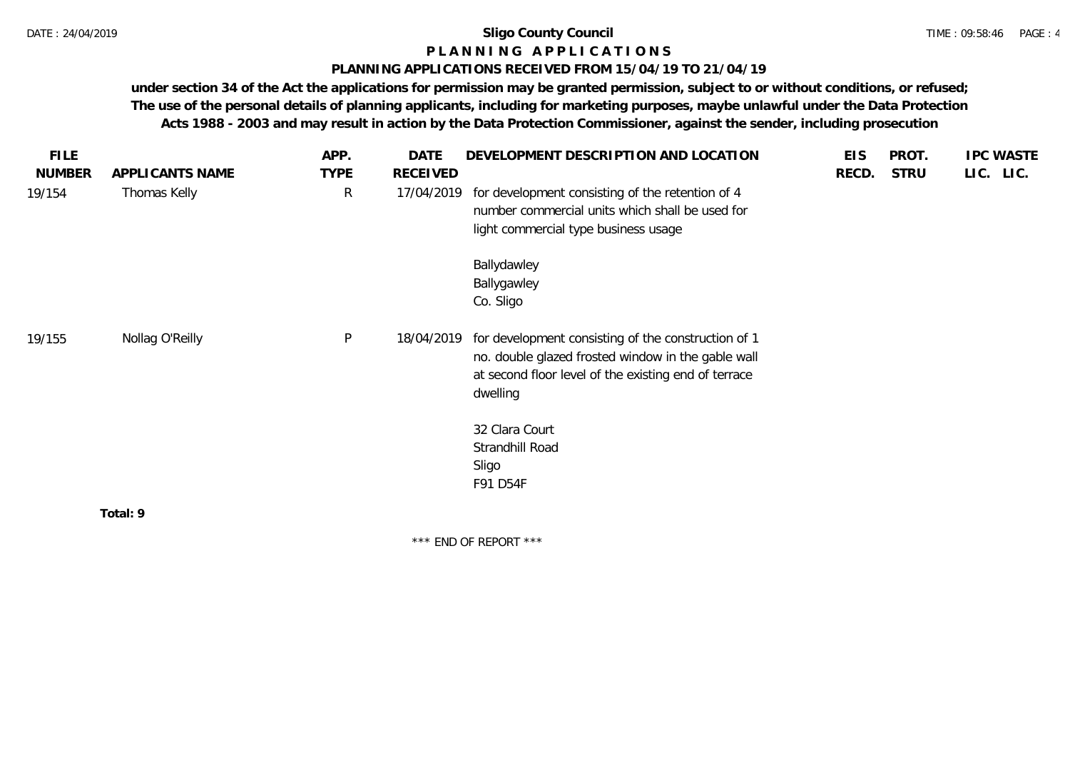**Sligo County Council**

**P L A N N I N G   A P P L I C A T I O N S**

**PLANNING APPLICATIONS RECEIVED FROM 15/04/19 TO 21/04/19**

**under section 34 of the Act the applications for permission may be granted permission, subject to or without conditions, or refused; The use of the personal details of planning applicants, including for marketing purposes, maybe unlawful under the Data Protection Acts 1988 - 2003 and may result in action by the Data Protection Commissioner, against the sender, including prosecution**

| FILE NUMBER | APPLICANTS NAME | APP. TYPE | DATE RECEIVED | DEVELOPMENT DESCRIPTION AND LOCATION | EIS RECD. | PROT. STRU | IPC LIC. | WASTE LIC. |
|---|---|---|---|---|---|---|---|---|
| 19/154 | Thomas Kelly | R | 17/04/2019 | for development consisting of the retention of 4 number commercial units which shall be used for light commercial type business usage<br><br>Ballydawley<br>Ballygawley<br>Co. Sligo | | | | |
| 19/155 | Nollag O'Reilly | P | 18/04/2019 | for development consisting of the construction of 1 no. double glazed frosted window in the gable wall at second floor level of the existing end of terrace dwelling<br><br>32 Clara Court<br>Strandhill Road<br>Sligo<br>F91 D54F | | | | |

**Total: 9**

\*\*\* END OF REPORT \*\*\*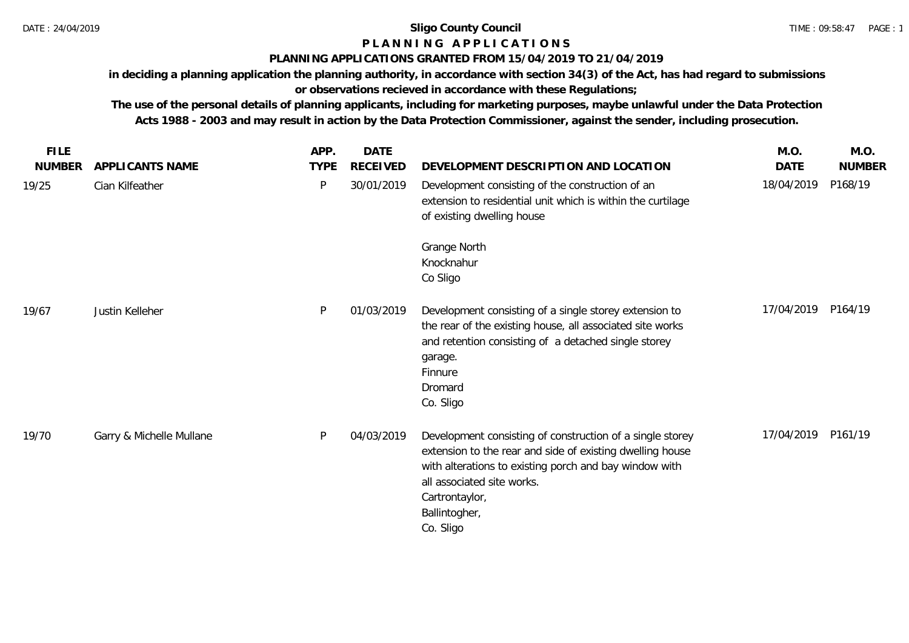# Sligo County Council

## P L A N N I N G   A P P L I C A T I O N S

### PLANNING APPLICATIONS GRANTED FROM 15/04/2019 TO 21/04/2019

**in deciding a planning application the planning authority, in accordance with section 34(3) of the Act, has had regard to submissions or observations recieved in accordance with these Regulations;**

**The use of the personal details of planning applicants, including for marketing purposes, maybe unlawful under the Data Protection Acts 1988 - 2003 and may result in action by the Data Protection Commissioner, against the sender, including prosecution.**

| FILE NUMBER | APPLICANTS NAME | APP. TYPE | DATE RECEIVED | DEVELOPMENT DESCRIPTION AND LOCATION | M.O. DATE | M.O. NUMBER |
|---|---|---|---|---|---|---|
| 19/25 | Cian Kilfeather | P | 30/01/2019 | Development consisting of the construction of an extension to residential unit which is within the curtilage of existing dwelling house<br><br>Grange North<br>Knocknahur<br>Co Sligo | 18/04/2019 | P168/19 |
| 19/67 | Justin Kelleher | P | 01/03/2019 | Development consisting of a single storey extension to the rear of the existing house, all associated site works and retention consisting of a detached single storey garage.<br>Finnure<br>Dromard<br>Co. Sligo | 17/04/2019 | P164/19 |
| 19/70 | Garry & Michelle Mullane | P | 04/03/2019 | Development consisting of construction of a single storey extension to the rear and side of existing dwelling house with alterations to existing porch and bay window with all associated site works.<br>Cartrontaylor,<br>Ballintogher,<br>Co. Sligo | 17/04/2019 | P161/19 |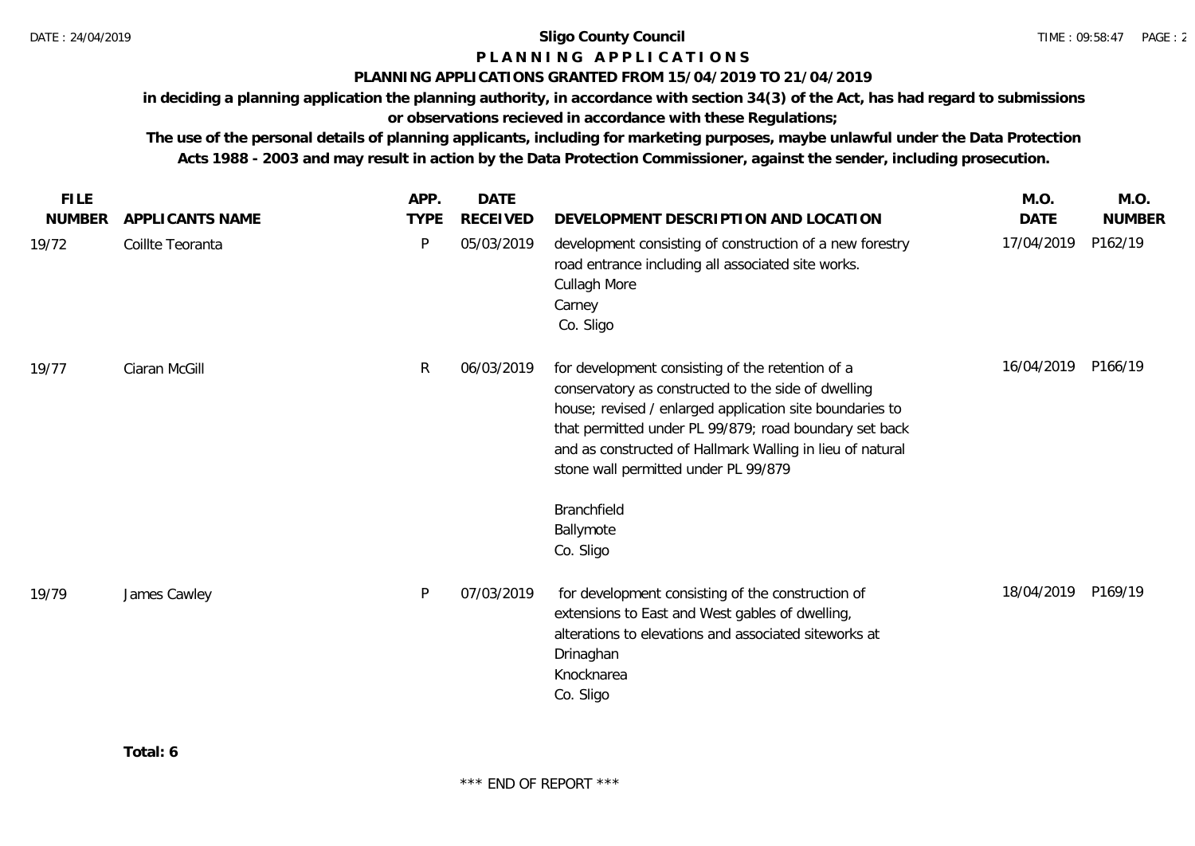# Sligo County Council

## P L A N N I N G   A P P L I C A T I O N S

### PLANNING APPLICATIONS GRANTED FROM 15/04/2019 TO 21/04/2019

**in deciding a planning application the planning authority, in accordance with section 34(3) of the Act, has had regard to submissions or observations recieved in accordance with these Regulations;**

**The use of the personal details of planning applicants, including for marketing purposes, maybe unlawful under the Data Protection Acts 1988 - 2003 and may result in action by the Data Protection Commissioner, against the sender, including prosecution.**

| FILE NUMBER | APPLICANTS NAME | APP. TYPE | DATE RECEIVED | DEVELOPMENT DESCRIPTION AND LOCATION | M.O. DATE | M.O. NUMBER |
|---|---|---|---|---|---|---|
| 19/72 | Coillte Teoranta | P | 05/03/2019 | development consisting of construction of a new forestry road entrance including all associated site works.<br>Cullagh More<br>Carney<br>Co. Sligo | 17/04/2019 | P162/19 |
| 19/77 | Ciaran McGill | R | 06/03/2019 | for development consisting of the retention of a conservatory as constructed to the side of dwelling house; revised / enlarged application site boundaries to that permitted under PL 99/879; road boundary set back and as constructed of Hallmark Walling in lieu of natural stone wall permitted under PL 99/879<br><br>Branchfield<br>Ballymote<br>Co. Sligo | 16/04/2019 | P166/19 |
| 19/79 | James Cawley | P | 07/03/2019 | for development consisting of the construction of extensions to East and West gables of dwelling, alterations to elevations and associated siteworks at<br>Drinaghan<br>Knocknarea<br>Co. Sligo | 18/04/2019 | P169/19 |

**Total: 6**

\*\*\* END OF REPORT \*\*\*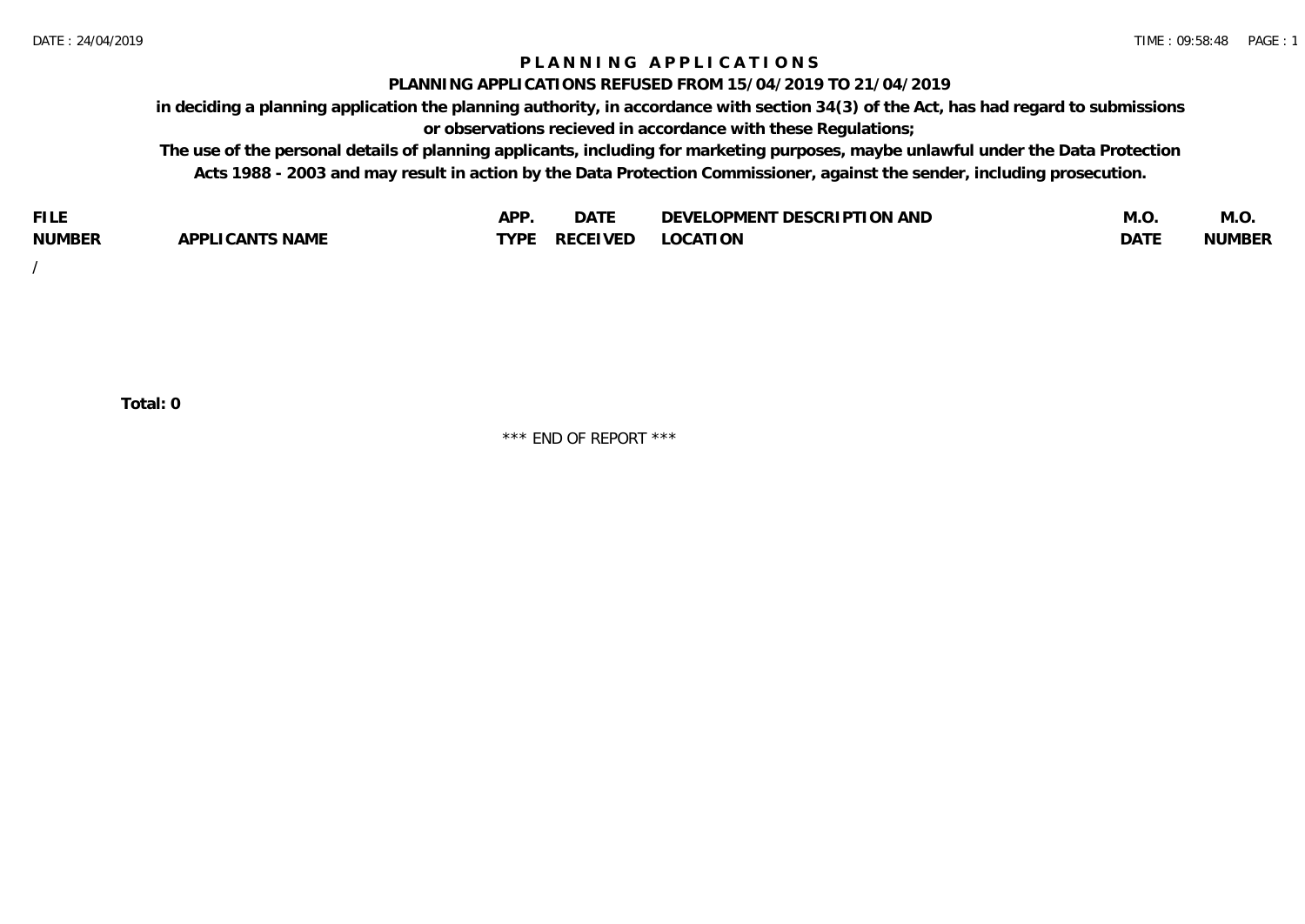# PLANNING APPLICATIONS

## PLANNING APPLICATIONS REFUSED FROM 15/04/2019 TO 21/04/2019

**in deciding a planning application the planning authority, in accordance with section 34(3) of the Act, has had regard to submissions or observations recieved in accordance with these Regulations;**

**The use of the personal details of planning applicants, including for marketing purposes, maybe unlawful under the Data Protection Acts 1988 - 2003 and may result in action by the Data Protection Commissioner, against the sender, including prosecution.**

| FILE NUMBER | APPLICANTS NAME | APP. TYPE | DATE RECEIVED | DEVELOPMENT DESCRIPTION AND LOCATION | M.O. DATE | M.O. NUMBER |
|---|---|---|---|---|---|---|
| / | | | | | | |

**Total: 0**

\*\*\* END OF REPORT \*\*\*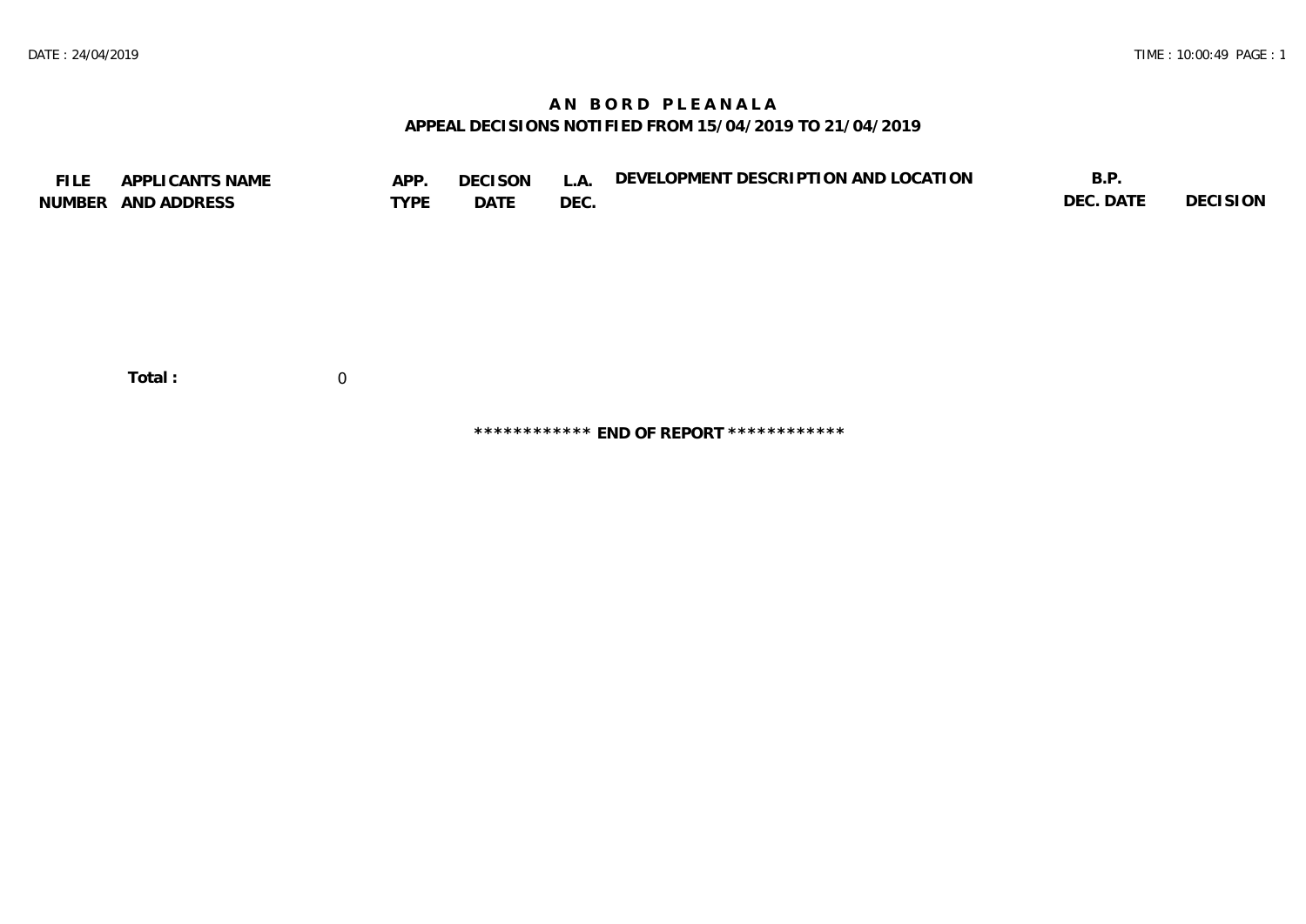# AN BORD PLEANALA

## APPEAL DECISIONS NOTIFIED FROM 15/04/2019 TO 21/04/2019

| FILE NUMBER | APPLICANTS NAME AND ADDRESS | APP. TYPE | DECISON DATE | L.A. DEC. | DEVELOPMENT DESCRIPTION AND LOCATION | B.P. DEC. DATE | DECISION |
|---|---|---|---|---|---|---|---|

**Total :** 0

************ **END OF REPORT** ************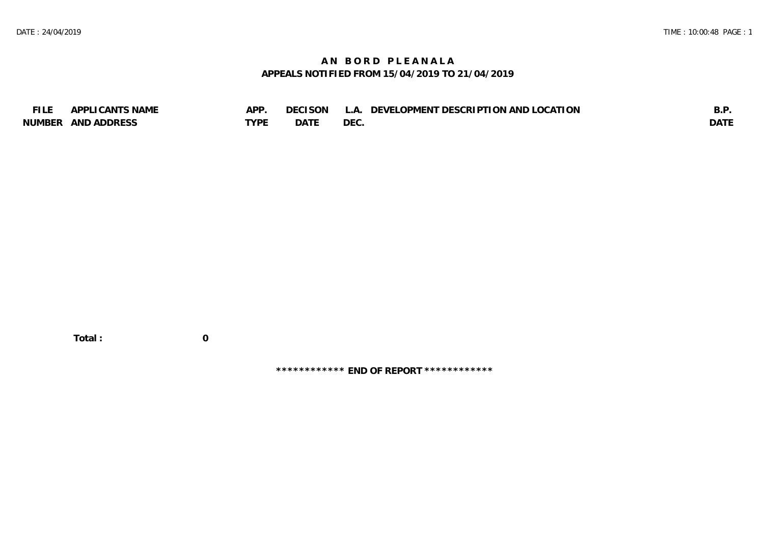# AN BORD PLEANALA

## APPEALS NOTIFIED FROM 15/04/2019 TO 21/04/2019

| FILE NUMBER | APPLICANTS NAME AND ADDRESS | APP. TYPE | DECISON DATE | L.A. DEC. | DEVELOPMENT DESCRIPTION AND LOCATION | B.P. DATE |
|---|---|---|---|---|---|---|

**Total :** **0**

**\*\*\*\*\*\*\*\*\*\*\*\* END OF REPORT \*\*\*\*\*\*\*\*\*\*\*\***